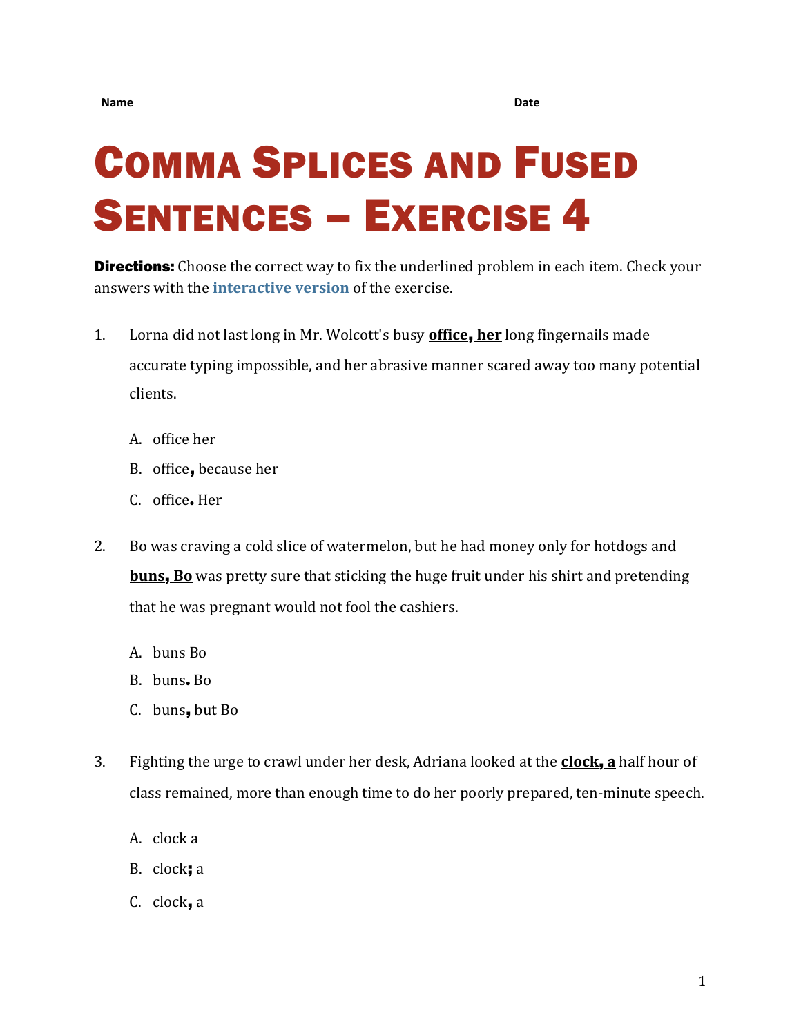Name \_\_\_\_\_\_\_\_\_\_\_\_\_\_\_\_\_\_\_\_\_\_\_\_\_\_\_\_\_\_\_\_\_\_\_\_\_\_\_\_ Date \_\_\_\_\_\_\_\_\_\_\_\_\_\_\_\_\_\_\_\_

# Comma Splices and Fused Sentences – Exercise 4

**Directions:** Choose the correct way to fix the underlined problem in each item. Check your answers with the **interactive version** of the exercise.

1. Lorna did not last long in Mr. Wolcott's busy **<u>office, her</u>** long fingernails made accurate typing impossible, and her abrasive manner scared away too many potential clients.

   A. office her

   B. office**,** because her

   C. office**.** Her

2. Bo was craving a cold slice of watermelon, but he had money only for hotdogs and **<u>buns, Bo</u>** was pretty sure that sticking the huge fruit under his shirt and pretending that he was pregnant would not fool the cashiers.

   A. buns Bo

   B. buns**.** Bo

   C. buns**,** but Bo

3. Fighting the urge to crawl under her desk, Adriana looked at the **<u>clock, a</u>** half hour of class remained, more than enough time to do her poorly prepared, ten-minute speech.

   A. clock a

   B. clock**;** a

   C. clock**,** a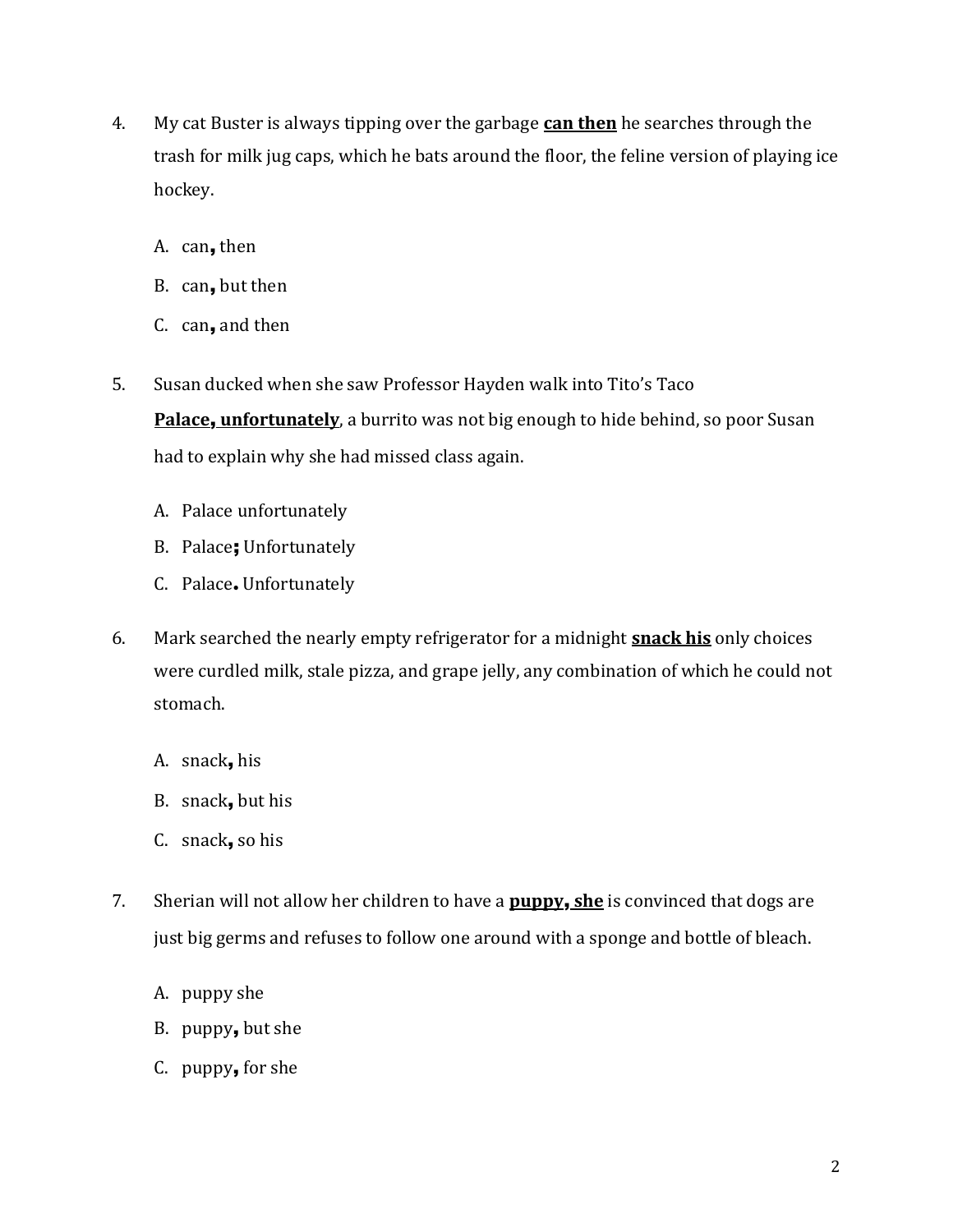4. My cat Buster is always tipping over the garbage **<u>can then</u>** he searches through the trash for milk jug caps, which he bats around the floor, the feline version of playing ice hockey.

   A. can**,** then

   B. can**,** but then

   C. can**,** and then

5. Susan ducked when she saw Professor Hayden walk into Tito's Taco **<u>Palace, unfortunately</u>**, a burrito was not big enough to hide behind, so poor Susan had to explain why she had missed class again.

   A. Palace unfortunately

   B. Palace**;** Unfortunately

   C. Palace**.** Unfortunately

6. Mark searched the nearly empty refrigerator for a midnight **<u>snack his</u>** only choices were curdled milk, stale pizza, and grape jelly, any combination of which he could not stomach.

   A. snack**,** his

   B. snack**,** but his

   C. snack**,** so his

7. Sherian will not allow her children to have a **<u>puppy, she</u>** is convinced that dogs are just big germs and refuses to follow one around with a sponge and bottle of bleach.

   A. puppy she

   B. puppy**,** but she

   C. puppy**,** for she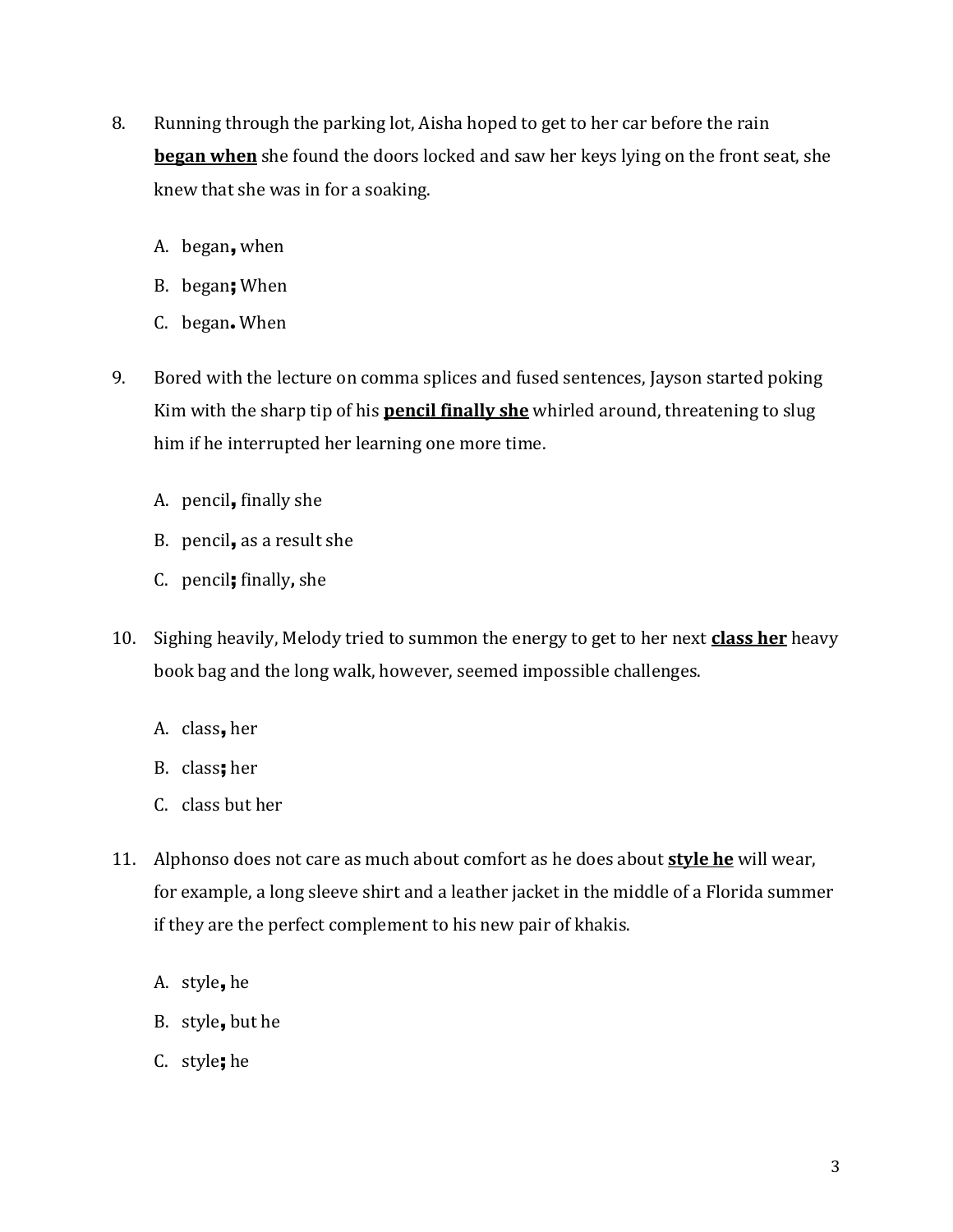8. Running through the parking lot, Aisha hoped to get to her car before the rain **began when** she found the doors locked and saw her keys lying on the front seat, she knew that she was in for a soaking.

   A. began**,** when

   B. began**;** When

   C. began**.** When

9. Bored with the lecture on comma splices and fused sentences, Jayson started poking Kim with the sharp tip of his **pencil finally she** whirled around, threatening to slug him if he interrupted her learning one more time.

   A. pencil**,** finally she

   B. pencil**,** as a result she

   C. pencil**;** finally**,** she

10. Sighing heavily, Melody tried to summon the energy to get to her next **class her** heavy book bag and the long walk, however, seemed impossible challenges.

    A. class**,** her

    B. class**;** her

    C. class but her

11. Alphonso does not care as much about comfort as he does about **style he** will wear, for example, a long sleeve shirt and a leather jacket in the middle of a Florida summer if they are the perfect complement to his new pair of khakis.

    A. style**,** he

    B. style**,** but he

    C. style**;** he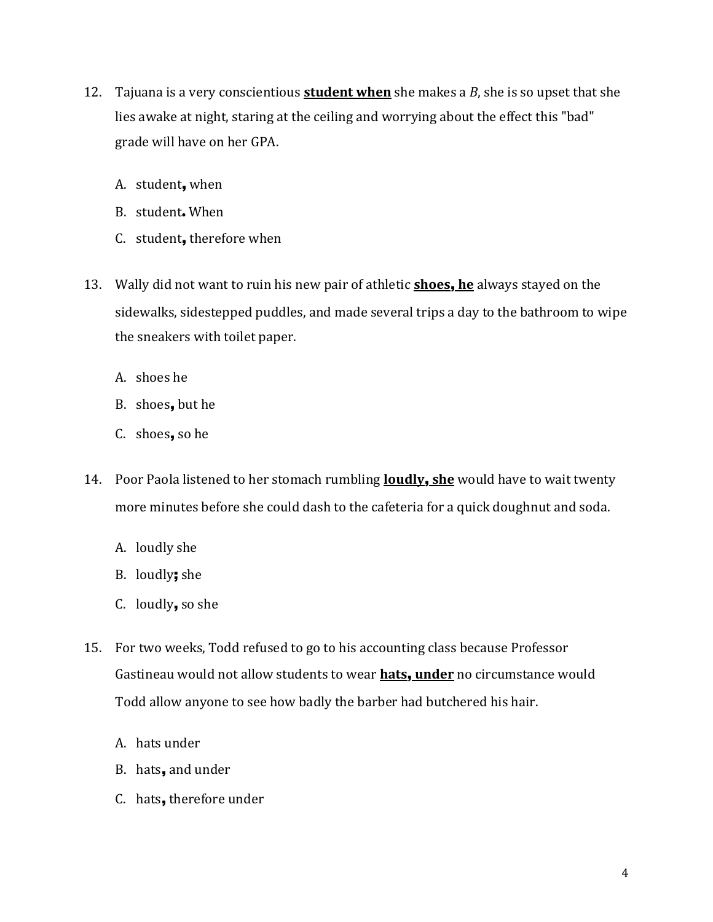12. Tajuana is a very conscientious **<u>student when</u>** she makes a *B*, she is so upset that she lies awake at night, staring at the ceiling and worrying about the effect this "bad" grade will have on her GPA.

    A. student**,** when
    B. student**.** When
    C. student**,** therefore when

13. Wally did not want to ruin his new pair of athletic **<u>shoes, he</u>** always stayed on the sidewalks, sidestepped puddles, and made several trips a day to the bathroom to wipe the sneakers with toilet paper.

    A. shoes he
    B. shoes**,** but he
    C. shoes**,** so he

14. Poor Paola listened to her stomach rumbling **<u>loudly, she</u>** would have to wait twenty more minutes before she could dash to the cafeteria for a quick doughnut and soda.

    A. loudly she
    B. loudly**;** she
    C. loudly**,** so she

15. For two weeks, Todd refused to go to his accounting class because Professor Gastineau would not allow students to wear **<u>hats, under</u>** no circumstance would Todd allow anyone to see how badly the barber had butchered his hair.

    A. hats under
    B. hats**,** and under
    C. hats**,** therefore under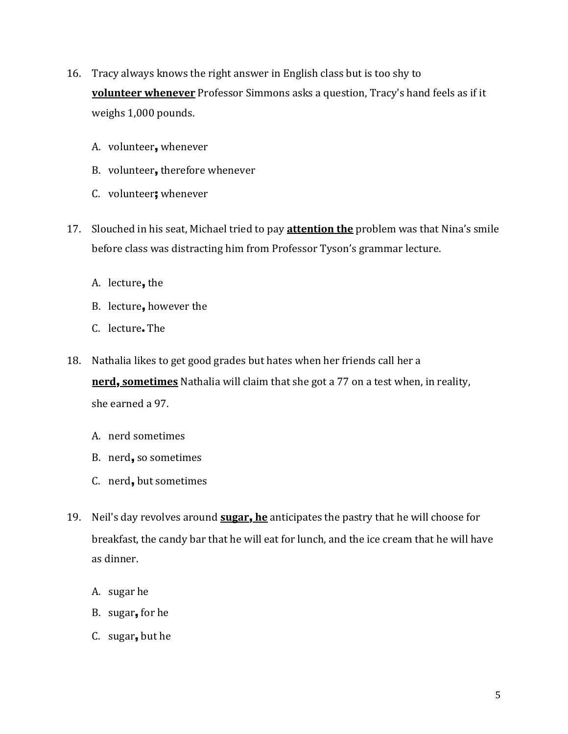16. Tracy always knows the right answer in English class but is too shy to **volunteer whenever** Professor Simmons asks a question, Tracy's hand feels as if it weighs 1,000 pounds.

    A. volunteer**,** whenever

    B. volunteer**,** therefore whenever

    C. volunteer**;** whenever

17. Slouched in his seat, Michael tried to pay **attention the** problem was that Nina's smile before class was distracting him from Professor Tyson's grammar lecture.

    A. lecture**,** the

    B. lecture**,** however the

    C. lecture**.** The

18. Nathalia likes to get good grades but hates when her friends call her a **nerd, sometimes** Nathalia will claim that she got a 77 on a test when, in reality, she earned a 97.

    A. nerd sometimes

    B. nerd**,** so sometimes

    C. nerd**,** but sometimes

19. Neil's day revolves around **sugar, he** anticipates the pastry that he will choose for breakfast, the candy bar that he will eat for lunch, and the ice cream that he will have as dinner.

    A. sugar he

    B. sugar**,** for he

    C. sugar**,** but he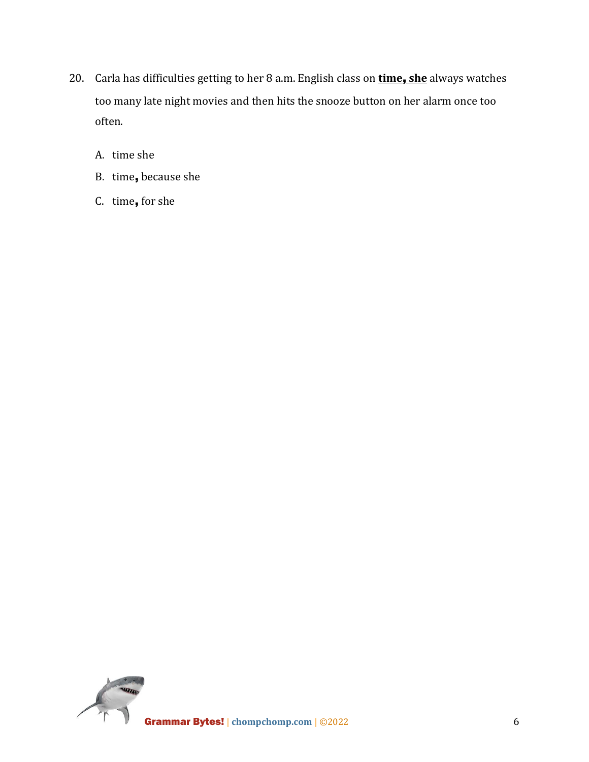20. Carla has difficulties getting to her 8 a.m. English class on **time, she** always watches too many late night movies and then hits the snooze button on her alarm once too often.

    A. time she

    B. time**,** because she

    C. time**,** for she